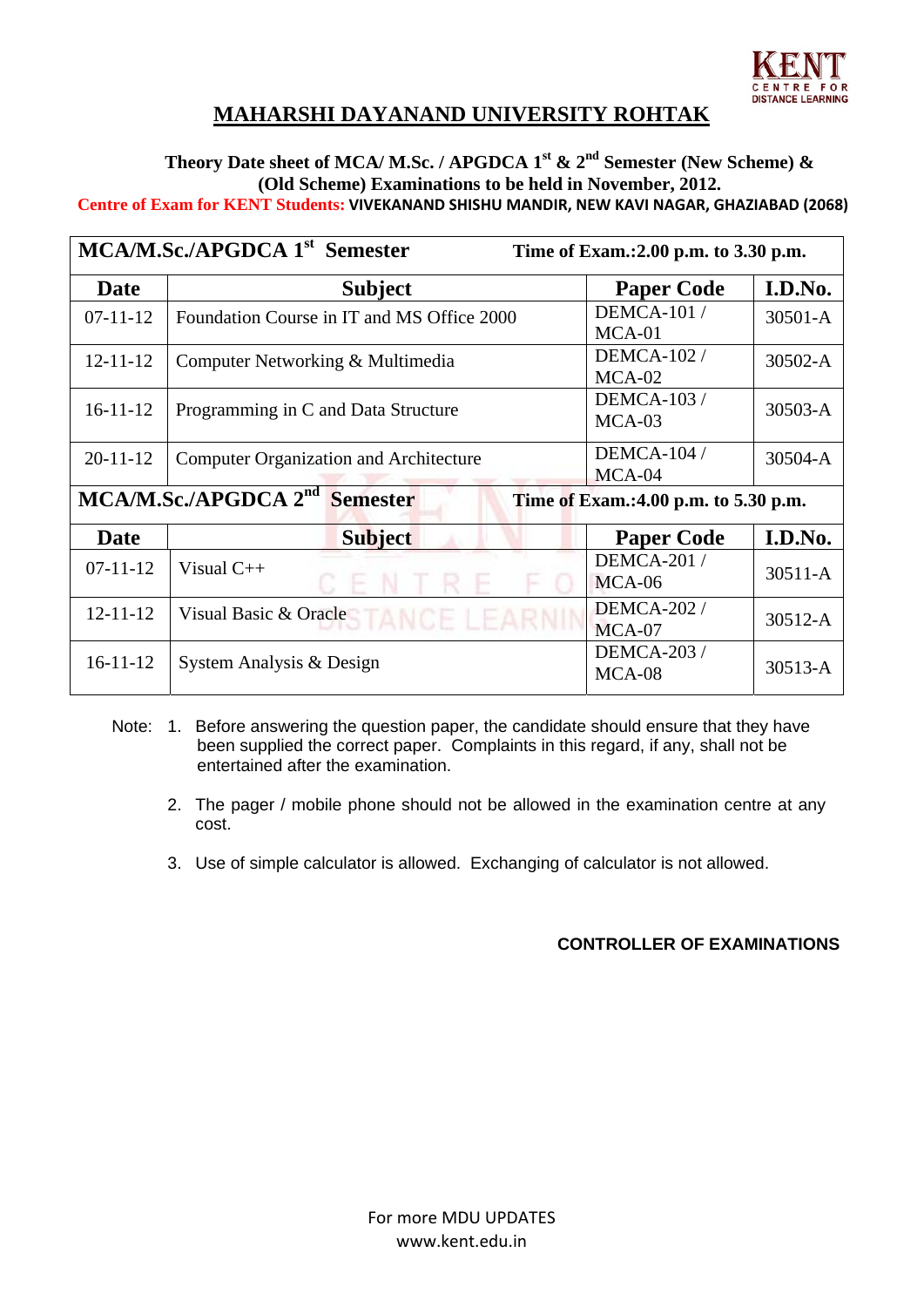# MAHARSHI DAYANAND UNIVERSITY ROHTAK

**Theory Date sheet of MCA/ M.Sc. / APGDCA 1st & 2nd Semester (New Scheme) & (Old Scheme) Examinations to be held in November, 2012.**

**Centre of Exam for KENT Students: VIVEKANAND SHISHU MANDIR, NEW KAVI NAGAR, GHAZIABAD (2068)**

| **MCA/M.Sc./APGDCA 1st Semester** | | **Time of Exam.:2.00 p.m. to 3.30 p.m.** | |
|---|---|---|---|
| **Date** | **Subject** | **Paper Code** | **I.D.No.** |
| 07-11-12 | Foundation Course in IT and MS Office 2000 | DEMCA-101 / MCA-01 | 30501-A |
| 12-11-12 | Computer Networking & Multimedia | DEMCA-102 / MCA-02 | 30502-A |
| 16-11-12 | Programming in C and Data Structure | DEMCA-103 / MCA-03 | 30503-A |
| 20-11-12 | Computer Organization and Architecture | DEMCA-104 / MCA-04 | 30504-A |
| **MCA/M.Sc./APGDCA 2nd Semester** | | **Time of Exam.:4.00 p.m. to 5.30 p.m.** | |
| **Date** | **Subject** | **Paper Code** | **I.D.No.** |
| 07-11-12 | Visual C++ | DEMCA-201 / MCA-06 | 30511-A |
| 12-11-12 | Visual Basic & Oracle | DEMCA-202 / MCA-07 | 30512-A |
| 16-11-12 | System Analysis & Design | DEMCA-203 / MCA-08 | 30513-A |

Note:
1. Before answering the question paper, the candidate should ensure that they have been supplied the correct paper. Complaints in this regard, if any, shall not be entertained after the examination.
2. The pager / mobile phone should not be allowed in the examination centre at any cost.
3. Use of simple calculator is allowed. Exchanging of calculator is not allowed.

**CONTROLLER OF EXAMINATIONS**

For more MDU UPDATES
www.kent.edu.in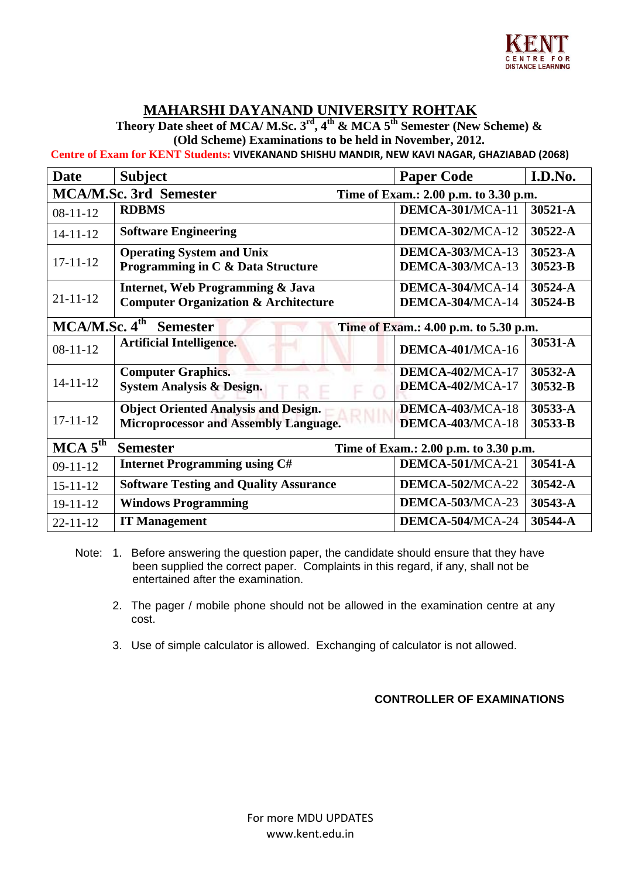KENT CENTRE FOR DISTANCE LEARNING

# MAHARSHI DAYANAND UNIVERSITY ROHTAK

**Theory Date sheet of MCA/ M.Sc. 3rd, 4th & MCA 5th Semester (New Scheme) & (Old Scheme) Examinations to be held in November, 2012.**

**Centre of Exam for KENT Students: VIVEKANAND SHISHU MANDIR, NEW KAVI NAGAR, GHAZIABAD (2068)**

| Date | Subject | Paper Code | I.D.No. |
|---|---|---|---|
| **MCA/M.Sc. 3rd Semester** | **Time of Exam.: 2.00 p.m. to 3.30 p.m.** | | |
| 08-11-12 | **RDBMS** | **DEMCA-301**/MCA-11 | **30521-A** |
| 14-11-12 | **Software Engineering** | **DEMCA-302**/MCA-12 | **30522-A** |
| 17-11-12 | **Operating System and Unix**<br>**Programming in C & Data Structure** | **DEMCA-303**/MCA-13<br>**DEMCA-303**/MCA-13 | **30523-A**<br>**30523-B** |
| 21-11-12 | **Internet, Web Programming & Java**<br>**Computer Organization & Architecture** | **DEMCA-304**/MCA-14<br>**DEMCA-304**/MCA-14 | **30524-A**<br>**30524-B** |
| **MCA/M.Sc. 4th Semester** | **Time of Exam.: 4.00 p.m. to 5.30 p.m.** | | |
| 08-11-12 | **Artificial Intelligence.** | **DEMCA-401**/MCA-16 | **30531-A** |
| 14-11-12 | **Computer Graphics.**<br>**System Analysis & Design.** | **DEMCA-402**/MCA-17<br>**DEMCA-402**/MCA-17 | **30532-A**<br>**30532-B** |
| 17-11-12 | **Object Oriented Analysis and Design.**<br>**Microprocessor and Assembly Language.** | **DEMCA-403**/MCA-18<br>**DEMCA-403**/MCA-18 | **30533-A**<br>**30533-B** |
| **MCA 5th Semester** | **Time of Exam.: 2.00 p.m. to 3.30 p.m.** | | |
| 09-11-12 | **Internet Programming using C#** | **DEMCA-501**/MCA-21 | **30541-A** |
| 15-11-12 | **Software Testing and Quality Assurance** | **DEMCA-502**/MCA-22 | **30542-A** |
| 19-11-12 | **Windows Programming** | **DEMCA-503**/MCA-23 | **30543-A** |
| 22-11-12 | **IT Management** | **DEMCA-504**/MCA-24 | **30544-A** |

Note:
1. Before answering the question paper, the candidate should ensure that they have been supplied the correct paper. Complaints in this regard, if any, shall not be entertained after the examination.
2. The pager / mobile phone should not be allowed in the examination centre at any cost.
3. Use of simple calculator is allowed. Exchanging of calculator is not allowed.

**CONTROLLER OF EXAMINATIONS**

For more MDU UPDATES
www.kent.edu.in